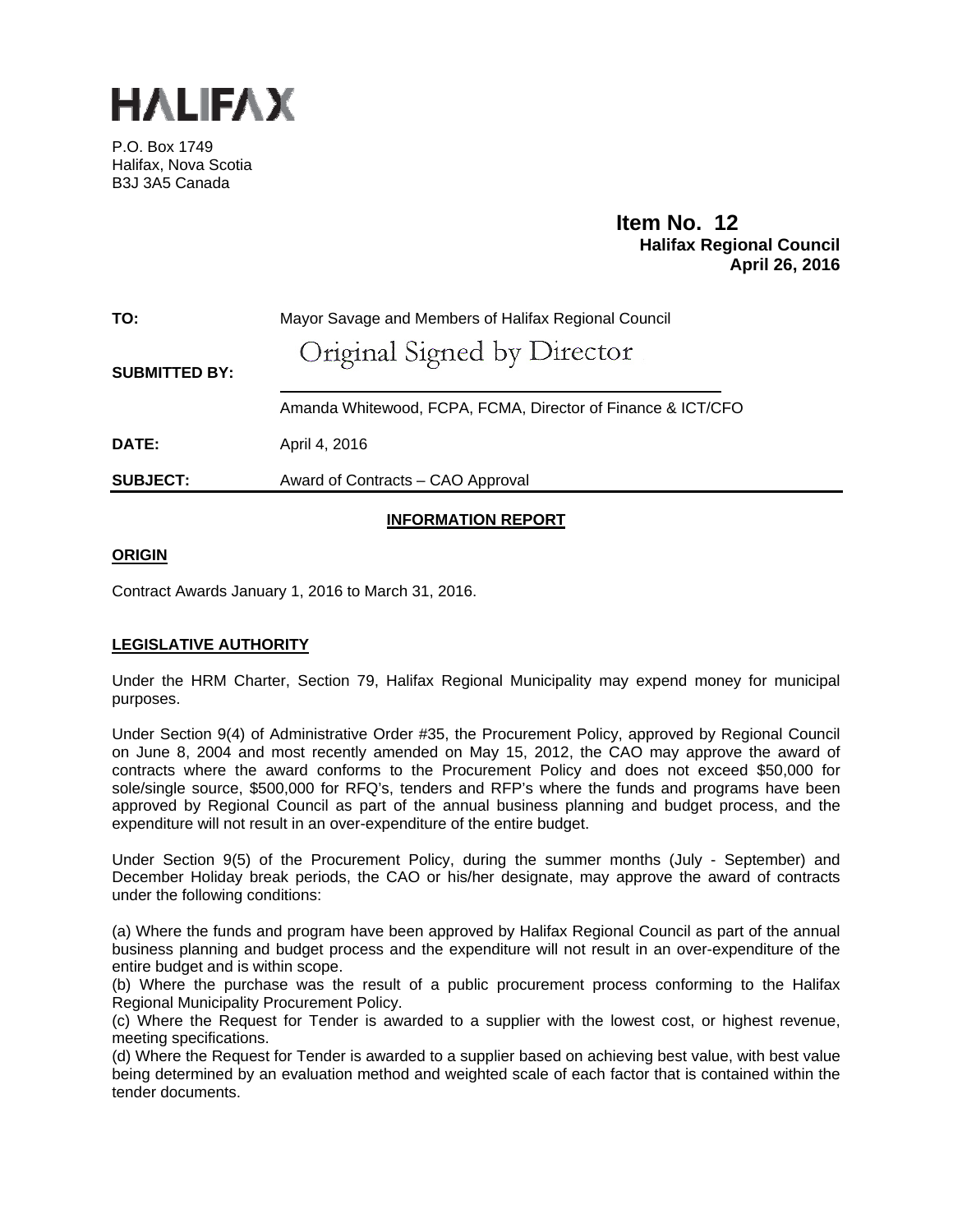# HALIFAX

P.O. Box 1749
Halifax, Nova Scotia
B3J 3A5 Canada

**Item No. 12**
**Halifax Regional Council**
**April 26, 2016**

| | |
|---|---|
| **TO:** | Mayor Savage and Members of Halifax Regional Council |
| **SUBMITTED BY:** | Original Signed by Director<br>Amanda Whitewood, FCPA, FCMA, Director of Finance & ICT/CFO |
| **DATE:** | April 4, 2016 |
| **SUBJECT:** | Award of Contracts – CAO Approval |

## INFORMATION REPORT

### ORIGIN

Contract Awards January 1, 2016 to March 31, 2016.

### LEGISLATIVE AUTHORITY

Under the HRM Charter, Section 79, Halifax Regional Municipality may expend money for municipal purposes.

Under Section 9(4) of Administrative Order #35, the Procurement Policy, approved by Regional Council on June 8, 2004 and most recently amended on May 15, 2012, the CAO may approve the award of contracts where the award conforms to the Procurement Policy and does not exceed $50,000 for sole/single source, $500,000 for RFQ's, tenders and RFP's where the funds and programs have been approved by Regional Council as part of the annual business planning and budget process, and the expenditure will not result in an over-expenditure of the entire budget.

Under Section 9(5) of the Procurement Policy, during the summer months (July - September) and December Holiday break periods, the CAO or his/her designate, may approve the award of contracts under the following conditions:

(a) Where the funds and program have been approved by Halifax Regional Council as part of the annual business planning and budget process and the expenditure will not result in an over-expenditure of the entire budget and is within scope.
(b) Where the purchase was the result of a public procurement process conforming to the Halifax Regional Municipality Procurement Policy.
(c) Where the Request for Tender is awarded to a supplier with the lowest cost, or highest revenue, meeting specifications.
(d) Where the Request for Tender is awarded to a supplier based on achieving best value, with best value being determined by an evaluation method and weighted scale of each factor that is contained within the tender documents.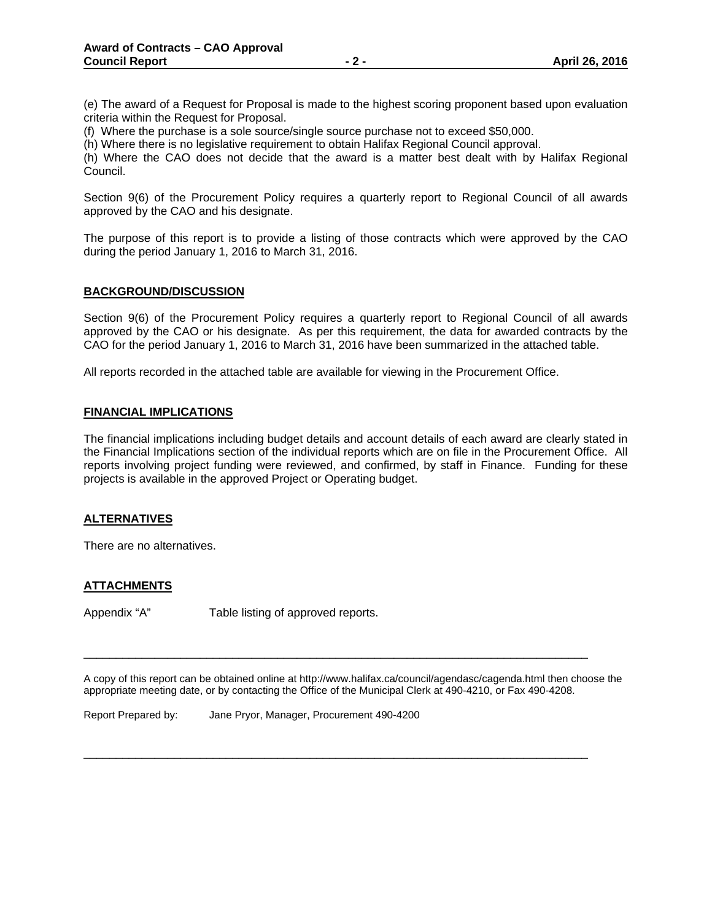(e) The award of a Request for Proposal is made to the highest scoring proponent based upon evaluation criteria within the Request for Proposal.

(f) Where the purchase is a sole source/single source purchase not to exceed $50,000.

(h) Where there is no legislative requirement to obtain Halifax Regional Council approval.

(h) Where the CAO does not decide that the award is a matter best dealt with by Halifax Regional Council.

Section 9(6) of the Procurement Policy requires a quarterly report to Regional Council of all awards approved by the CAO and his designate.

The purpose of this report is to provide a listing of those contracts which were approved by the CAO during the period January 1, 2016 to March 31, 2016.

## BACKGROUND/DISCUSSION

Section 9(6) of the Procurement Policy requires a quarterly report to Regional Council of all awards approved by the CAO or his designate. As per this requirement, the data for awarded contracts by the CAO for the period January 1, 2016 to March 31, 2016 have been summarized in the attached table.

All reports recorded in the attached table are available for viewing in the Procurement Office.

## FINANCIAL IMPLICATIONS

The financial implications including budget details and account details of each award are clearly stated in the Financial Implications section of the individual reports which are on file in the Procurement Office. All reports involving project funding were reviewed, and confirmed, by staff in Finance. Funding for these projects is available in the approved Project or Operating budget.

## ALTERNATIVES

There are no alternatives.

## ATTACHMENTS

Appendix "A" Table listing of approved reports.

---

A copy of this report can be obtained online at http://www.halifax.ca/council/agendasc/cagenda.html then choose the appropriate meeting date, or by contacting the Office of the Municipal Clerk at 490-4210, or Fax 490-4208.

Report Prepared by: Jane Pryor, Manager, Procurement 490-4200

---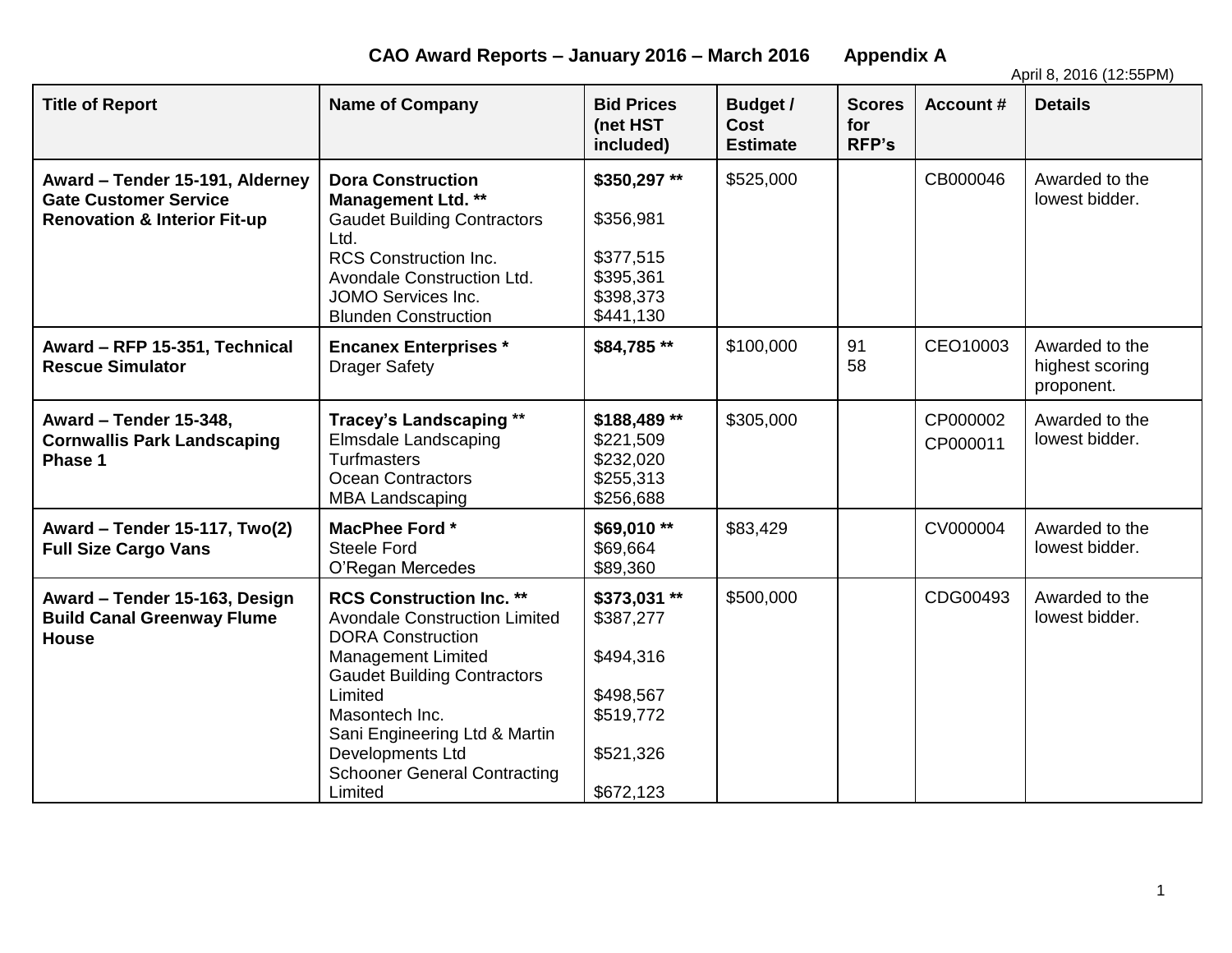**CAO Award Reports – January 2016 – March 2016 Appendix A**

April 8, 2016 (12:55PM)

| Title of Report | Name of Company | Bid Prices (net HST included) | Budget / Cost Estimate | Scores for RFP's | Account # | Details |
|---|---|---|---|---|---|---|
| **Award – Tender 15-191, Alderney Gate Customer Service Renovation & Interior Fit-up** | **Dora Construction Management Ltd. **** <br> Gaudet Building Contractors Ltd. <br> RCS Construction Inc. <br> Avondale Construction Ltd. <br> JOMO Services Inc. <br> Blunden Construction | **$350,297 **** <br> $356,981 <br> $377,515 <br> $395,361 <br> $398,373 <br> $441,130 | $525,000 | | CB000046 | Awarded to the lowest bidder. |
| **Award – RFP 15-351, Technical Rescue Simulator** | **Encanex Enterprises *** <br> Drager Safety | **$84,785 **** | $100,000 | 91 <br> 58 | CEO10003 | Awarded to the highest scoring proponent. |
| **Award – Tender 15-348, Cornwallis Park Landscaping Phase 1** | **Tracey's Landscaping **** <br> Elmsdale Landscaping <br> Turfmasters <br> Ocean Contractors <br> MBA Landscaping | **$188,489 **** <br> $221,509 <br> $232,020 <br> $255,313 <br> $256,688 | $305,000 | | CP000002 <br> CP000011 | Awarded to the lowest bidder. |
| **Award – Tender 15-117, Two(2) Full Size Cargo Vans** | **MacPhee Ford *** <br> Steele Ford <br> O'Regan Mercedes | **$69,010 **** <br> $69,664 <br> $89,360 | $83,429 | | CV000004 | Awarded to the lowest bidder. |
| **Award – Tender 15-163, Design Build Canal Greenway Flume House** | **RCS Construction Inc. **** <br> Avondale Construction Limited <br> DORA Construction Management Limited <br> Gaudet Building Contractors Limited <br> Masontech Inc. <br> Sani Engineering Ltd & Martin Developments Ltd <br> Schooner General Contracting Limited | **$373,031 **** <br> $387,277 <br> $494,316 <br> $498,567 <br> $519,772 <br> $521,326 <br> $672,123 | $500,000 | | CDG00493 | Awarded to the lowest bidder. |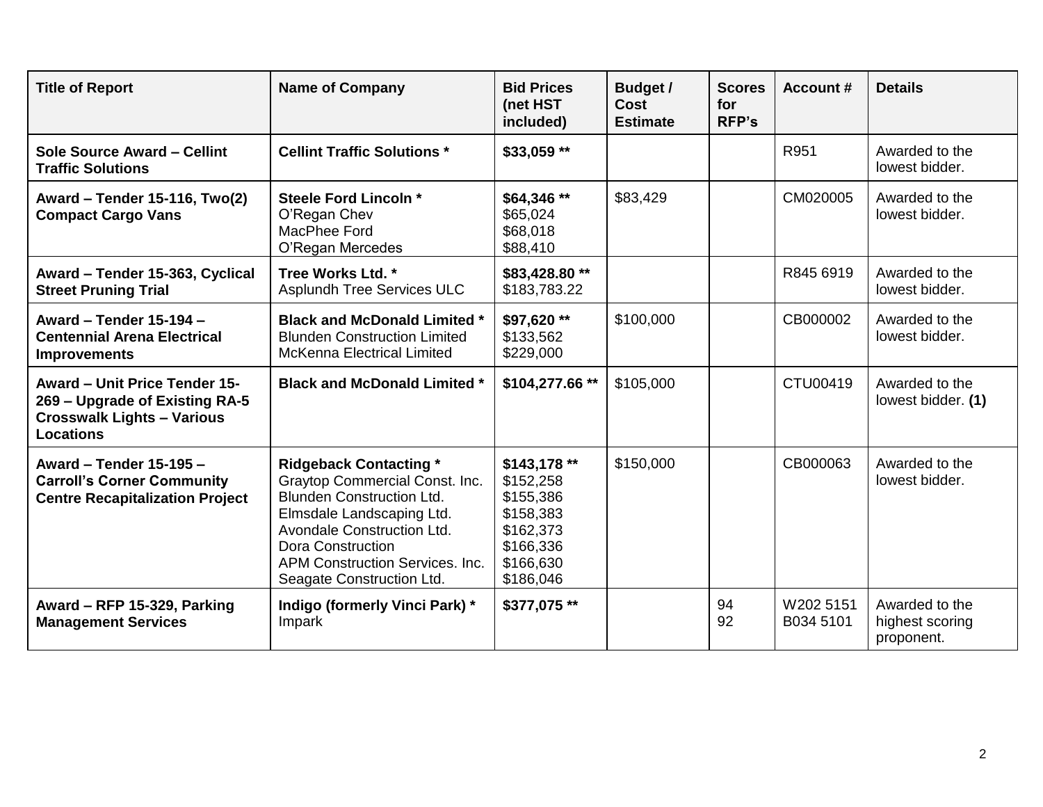| Title of Report | Name of Company | Bid Prices (net HST included) | Budget / Cost Estimate | Scores for RFP's | Account # | Details |
|---|---|---|---|---|---|---|
| **Sole Source Award – Cellint Traffic Solutions** | **Cellint Traffic Solutions *** | **$33,059 **** | | | R951 | Awarded to the lowest bidder. |
| **Award – Tender 15-116, Two(2) Compact Cargo Vans** | **Steele Ford Lincoln ***<br>O'Regan Chev<br>MacPhee Ford<br>O'Regan Mercedes | **$64,346 ****<br>$65,024<br>$68,018<br>$88,410 | $83,429 | | CM020005 | Awarded to the lowest bidder. |
| **Award – Tender 15-363, Cyclical Street Pruning Trial** | **Tree Works Ltd. ***<br>Asplundh Tree Services ULC | **$83,428.80 ****<br>$183,783.22 | | | R845 6919 | Awarded to the lowest bidder. |
| **Award – Tender 15-194 – Centennial Arena Electrical Improvements** | **Black and McDonald Limited ***<br>Blunden Construction Limited<br>McKenna Electrical Limited | **$97,620 ****<br>$133,562<br>$229,000 | $100,000 | | CB000002 | Awarded to the lowest bidder. |
| **Award – Unit Price Tender 15-269 – Upgrade of Existing RA-5 Crosswalk Lights – Various Locations** | **Black and McDonald Limited *** | **$104,277.66 **** | $105,000 | | CTU00419 | Awarded to the lowest bidder. **(1)** |
| **Award – Tender 15-195 – Carroll's Corner Community Centre Recapitalization Project** | **Ridgeback Contacting ***<br>Graytop Commercial Const. Inc.<br>Blunden Construction Ltd.<br>Elmsdale Landscaping Ltd.<br>Avondale Construction Ltd.<br>Dora Construction<br>APM Construction Services. Inc.<br>Seagate Construction Ltd. | **$143,178 ****<br>$152,258<br>$155,386<br>$158,383<br>$162,373<br>$166,336<br>$166,630<br>$186,046 | $150,000 | | CB000063 | Awarded to the lowest bidder. |
| **Award – RFP 15-329, Parking Management Services** | **Indigo (formerly Vinci Park) ***<br>Impark | **$377,075 **** | | 94<br>92 | W202 5151<br>B034 5101 | Awarded to the highest scoring proponent. |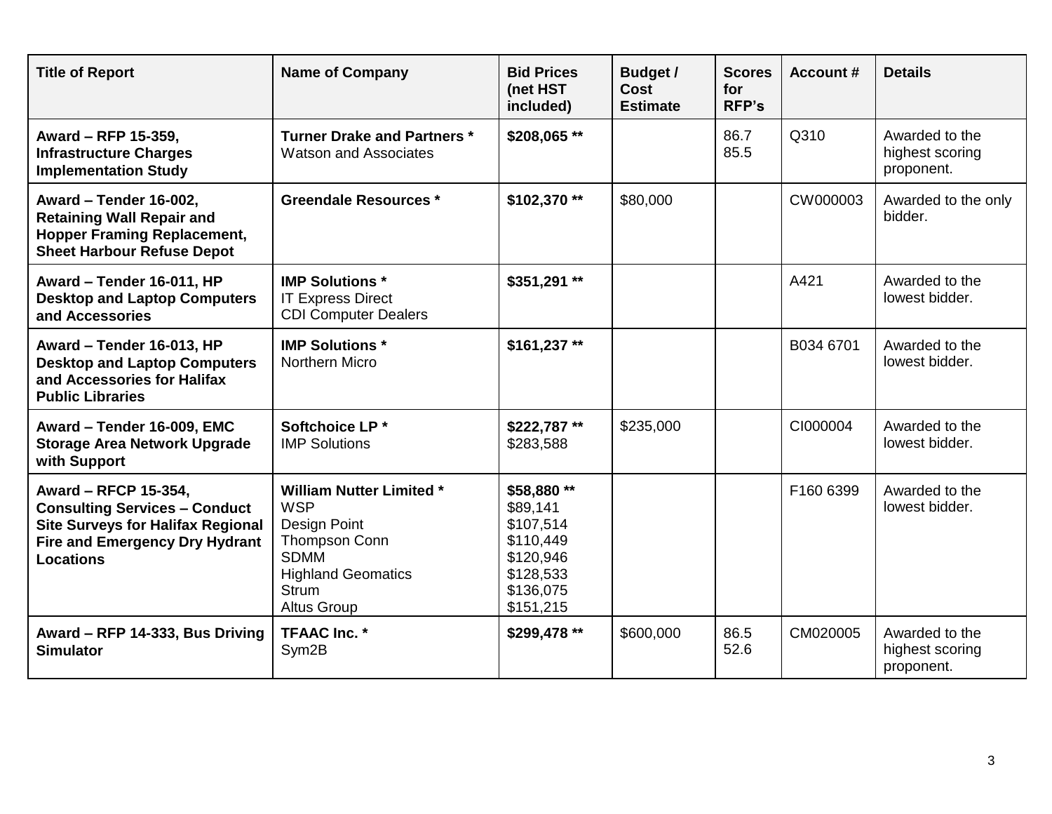| Title of Report | Name of Company | Bid Prices (net HST included) | Budget / Cost Estimate | Scores for RFP's | Account # | Details |
|---|---|---|---|---|---|---|
| **Award – RFP 15-359, Infrastructure Charges Implementation Study** | **Turner Drake and Partners *** <br> Watson and Associates | **$208,065 **** | | 86.7 <br> 85.5 | Q310 | Awarded to the highest scoring proponent. |
| **Award – Tender 16-002, Retaining Wall Repair and Hopper Framing Replacement, Sheet Harbour Refuse Depot** | **Greendale Resources *** | **$102,370 **** | $80,000 | | CW000003 | Awarded to the only bidder. |
| **Award – Tender 16-011, HP Desktop and Laptop Computers and Accessories** | **IMP Solutions *** <br> IT Express Direct <br> CDI Computer Dealers | **$351,291 **** | | | A421 | Awarded to the lowest bidder. |
| **Award – Tender 16-013, HP Desktop and Laptop Computers and Accessories for Halifax Public Libraries** | **IMP Solutions *** <br> Northern Micro | **$161,237 **** | | | B034 6701 | Awarded to the lowest bidder. |
| **Award – Tender 16-009, EMC Storage Area Network Upgrade with Support** | **Softchoice LP *** <br> IMP Solutions | **$222,787 **** <br> $283,588 | $235,000 | | CI000004 | Awarded to the lowest bidder. |
| **Award – RFCP 15-354, Consulting Services – Conduct Site Surveys for Halifax Regional Fire and Emergency Dry Hydrant Locations** | **William Nutter Limited *** <br> WSP <br> Design Point <br> Thompson Conn <br> SDMM <br> Highland Geomatics <br> Strum <br> Altus Group | **$58,880 **** <br> $89,141 <br> $107,514 <br> $110,449 <br> $120,946 <br> $128,533 <br> $136,075 <br> $151,215 | | | F160 6399 | Awarded to the lowest bidder. |
| **Award – RFP 14-333, Bus Driving Simulator** | **TFAAC Inc. *** <br> Sym2B | **$299,478 **** | $600,000 | 86.5 <br> 52.6 | CM020005 | Awarded to the highest scoring proponent. |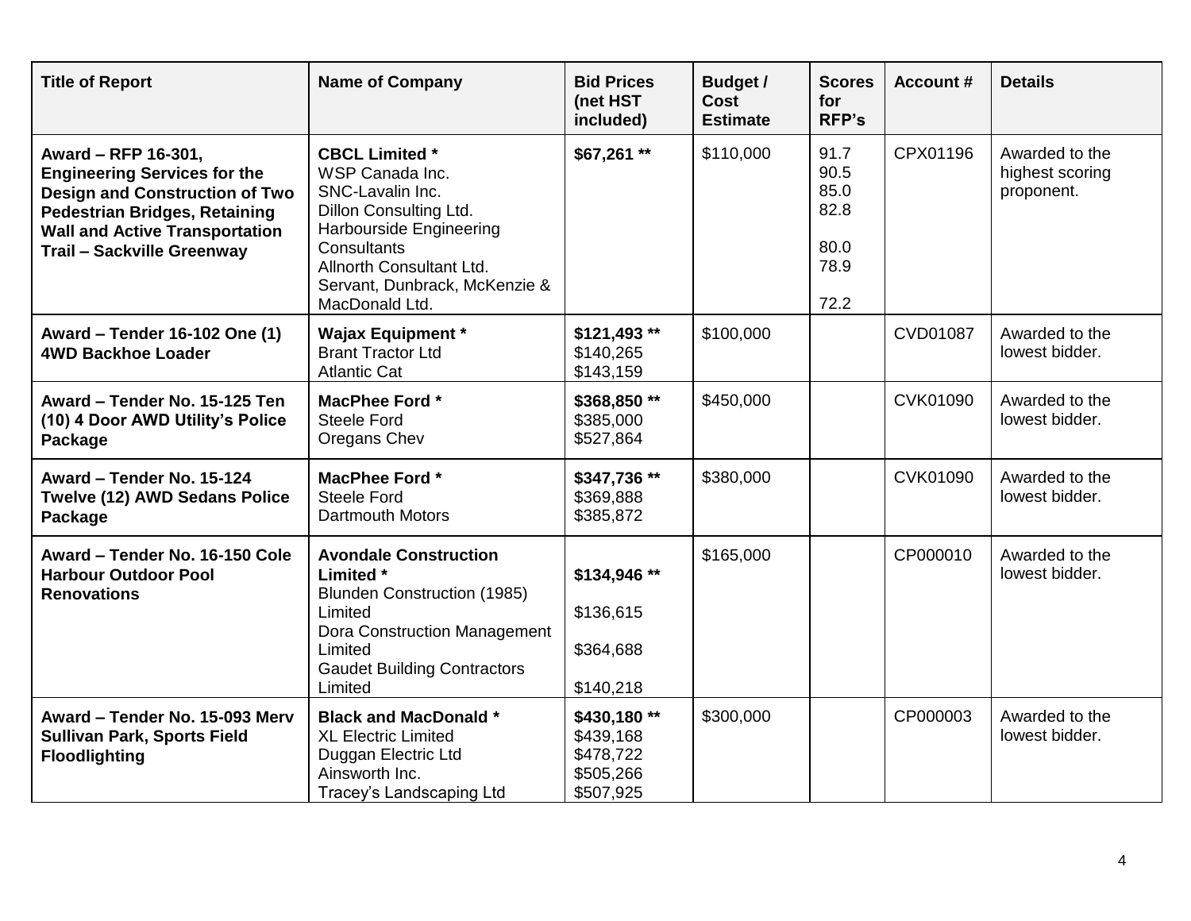| Title of Report | Name of Company | Bid Prices (net HST included) | Budget / Cost Estimate | Scores for RFP's | Account # | Details |
|---|---|---|---|---|---|---|
| **Award – RFP 16-301, Engineering Services for the Design and Construction of Two Pedestrian Bridges, Retaining Wall and Active Transportation Trail – Sackville Greenway** | **CBCL Limited ***<br>WSP Canada Inc.<br>SNC-Lavalin Inc.<br>Dillon Consulting Ltd.<br>Harbourside Engineering Consultants<br>Allnorth Consultant Ltd.<br>Servant, Dunbrack, McKenzie & MacDonald Ltd. | **$67,261 **** | $110,000 | 91.7<br>90.5<br>85.0<br>82.8<br>80.0<br>78.9<br>72.2 | CPX01196 | Awarded to the highest scoring proponent. |
| **Award – Tender 16-102 One (1) 4WD Backhoe Loader** | **Wajax Equipment ***<br>Brant Tractor Ltd<br>Atlantic Cat | **$121,493 ****<br>$140,265<br>$143,159 | $100,000 | | CVD01087 | Awarded to the lowest bidder. |
| **Award – Tender No. 15-125 Ten (10) 4 Door AWD Utility's Police Package** | **MacPhee Ford ***<br>Steele Ford<br>Oregans Chev | **$368,850 ****<br>$385,000<br>$527,864 | $450,000 | | CVK01090 | Awarded to the lowest bidder. |
| **Award – Tender No. 15-124 Twelve (12) AWD Sedans Police Package** | **MacPhee Ford ***<br>Steele Ford<br>Dartmouth Motors | **$347,736 ****<br>$369,888<br>$385,872 | $380,000 | | CVK01090 | Awarded to the lowest bidder. |
| **Award – Tender No. 16-150 Cole Harbour Outdoor Pool Renovations** | **Avondale Construction Limited ***<br>Blunden Construction (1985) Limited<br>Dora Construction Management Limited<br>Gaudet Building Contractors Limited | **$134,946 ****<br>$136,615<br>$364,688<br>$140,218 | $165,000 | | CP000010 | Awarded to the lowest bidder. |
| **Award – Tender No. 15-093 Merv Sullivan Park, Sports Field Floodlighting** | **Black and MacDonald ***<br>XL Electric Limited<br>Duggan Electric Ltd<br>Ainsworth Inc.<br>Tracey's Landscaping Ltd | **$430,180 ****<br>$439,168<br>$478,722<br>$505,266<br>$507,925 | $300,000 | | CP000003 | Awarded to the lowest bidder. |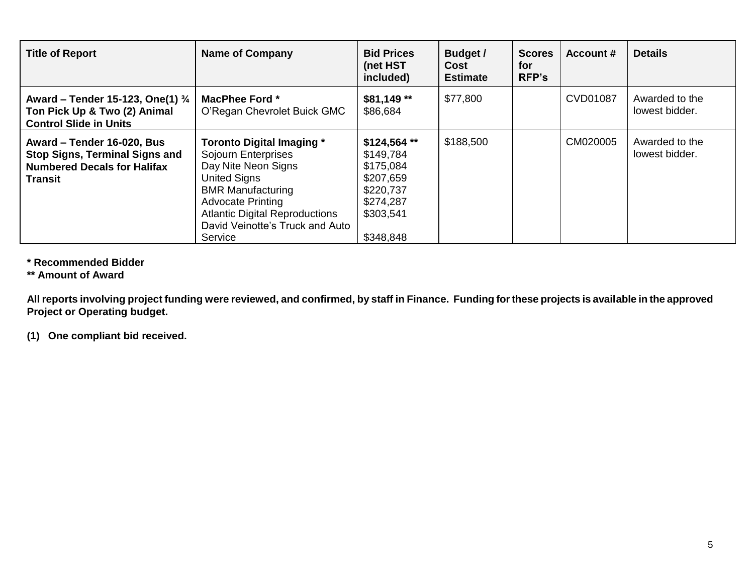| **Title of Report** | **Name of Company** | **Bid Prices (net HST included)** | **Budget / Cost Estimate** | **Scores for RFP's** | **Account #** | **Details** |
|---|---|---|---|---|---|---|
| **Award – Tender 15-123, One(1) ¾ Ton Pick Up & Two (2) Animal Control Slide in Units** | **MacPhee Ford ***<br>O'Regan Chevrolet Buick GMC | **$81,149 ****<br>$86,684 | $77,800 | | CVD01087 | Awarded to the lowest bidder. |
| **Award – Tender 16-020, Bus Stop Signs, Terminal Signs and Numbered Decals for Halifax Transit** | **Toronto Digital Imaging ***<br>Sojourn Enterprises<br>Day Nite Neon Signs<br>United Signs<br>BMR Manufacturing<br>Advocate Printing<br>Atlantic Digital Reproductions<br>David Veinotte's Truck and Auto Service | **$124,564 ****<br>$149,784<br>$175,084<br>$207,659<br>$220,737<br>$274,287<br>$303,541<br>$348,848 | $188,500 | | CM020005 | Awarded to the lowest bidder. |

**\* Recommended Bidder**
**\*\* Amount of Award**

**All reports involving project funding were reviewed, and confirmed, by staff in Finance. Funding for these projects is available in the approved Project or Operating budget.**

**(1) One compliant bid received.**